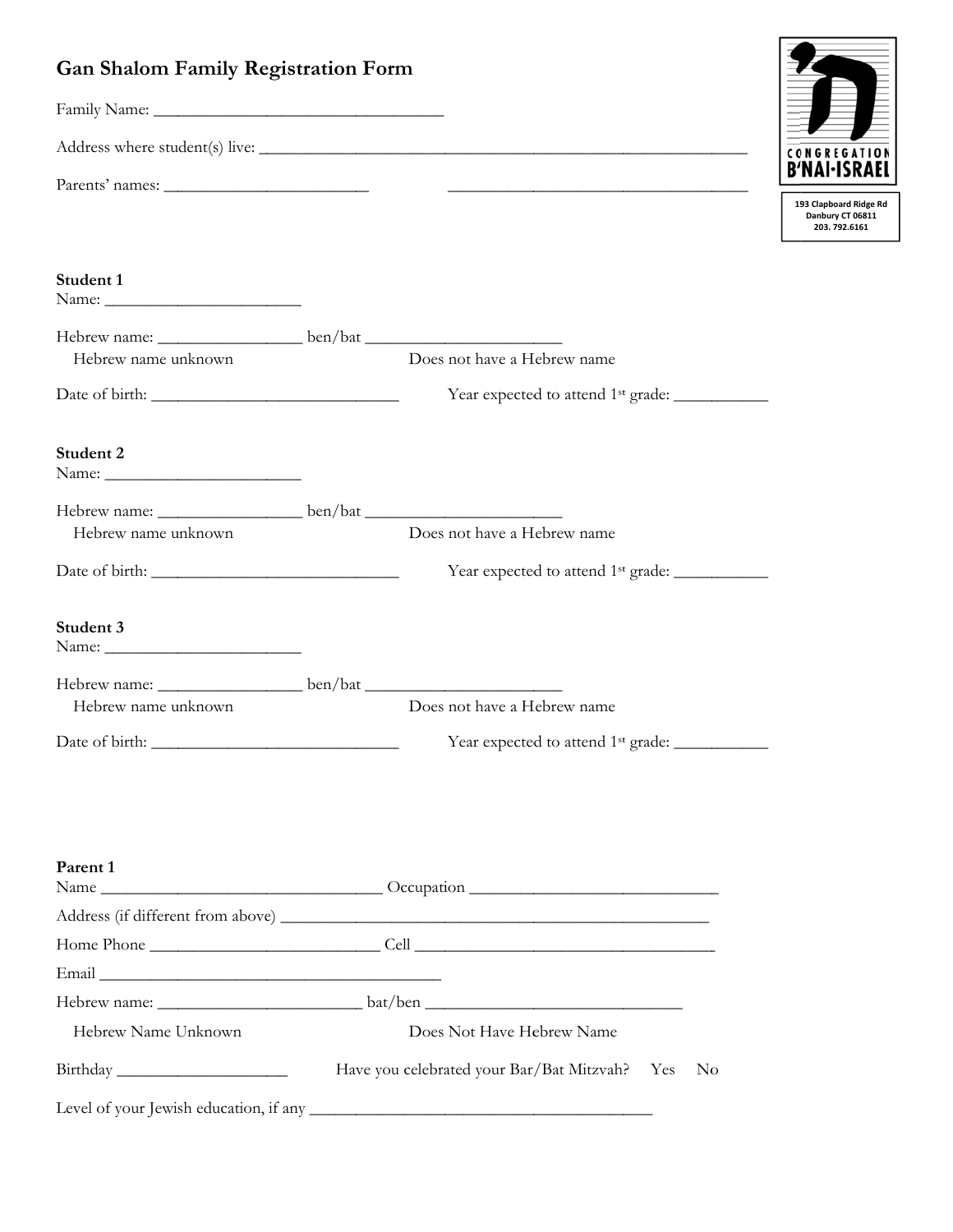# Gan Shalom Family Registration Form

CONGREGATION B'NAI-ISRAEL
193 Clapboard Ridge Rd
Danbury CT 06811
203. 792.6161

Family Name: ________________________________

Address where student(s) live: ________________________________________________________

Parents' names: ______________________ ________________________________

**Student 1**
Name: ______________________

Hebrew name: ________________ ben/bat ______________________
Hebrew name unknown Does not have a Hebrew name

Date of birth: ___________________________ Year expected to attend 1st grade: __________

**Student 2**
Name: ______________________

Hebrew name: ________________ ben/bat ______________________
Hebrew name unknown Does not have a Hebrew name

Date of birth: ___________________________ Year expected to attend 1st grade: __________

**Student 3**
Name: ______________________

Hebrew name: ________________ ben/bat ______________________
Hebrew name unknown Does not have a Hebrew name

Date of birth: ___________________________ Year expected to attend 1st grade: __________

**Parent 1**
Name ______________________________ Occupation ___________________________

Address (if different from above) ________________________________________________

Home Phone _________________________ Cell _________________________________

Email ______________________________________

Hebrew name: ______________________ bat/ben ___________________________

Hebrew Name Unknown Does Not Have Hebrew Name

Birthday __________________ Have you celebrated your Bar/Bat Mitzvah? Yes No

Level of your Jewish education, if any ______________________________________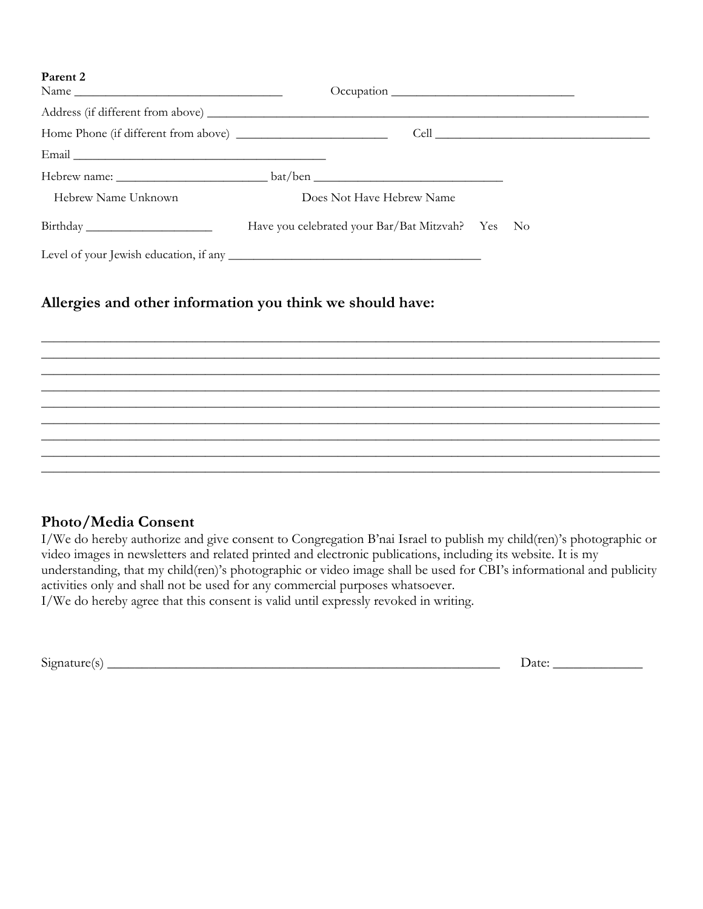**Parent 2**

Name ________________________________ Occupation ____________________________

Address (if different from above) ________________________________________________________________________

Home Phone (if different from above) _______________________ Cell _________________________________

Email _______________________________________

Hebrew name: _______________________ bat/ben ____________________________

Hebrew Name Unknown Does Not Have Hebrew Name

Birthday ___________________ Have you celebrated your Bar/Bat Mitzvah? Yes No

Level of your Jewish education, if any _____________________________________

## Allergies and other information you think we should have:

_______________________________________________________________________________________________

_______________________________________________________________________________________________

_______________________________________________________________________________________________

_______________________________________________________________________________________________

_______________________________________________________________________________________________

_______________________________________________________________________________________________

_______________________________________________________________________________________________

_______________________________________________________________________________________________

_______________________________________________________________________________________________

## Photo/Media Consent

I/We do hereby authorize and give consent to Congregation B'nai Israel to publish my child(ren)'s photographic or video images in newsletters and related printed and electronic publications, including its website. It is my understanding, that my child(ren)'s photographic or video image shall be used for CBI's informational and publicity activities only and shall not be used for any commercial purposes whatsoever.

I/We do hereby agree that this consent is valid until expressly revoked in writing.

Signature(s) _______________________________________________________ Date: _____________